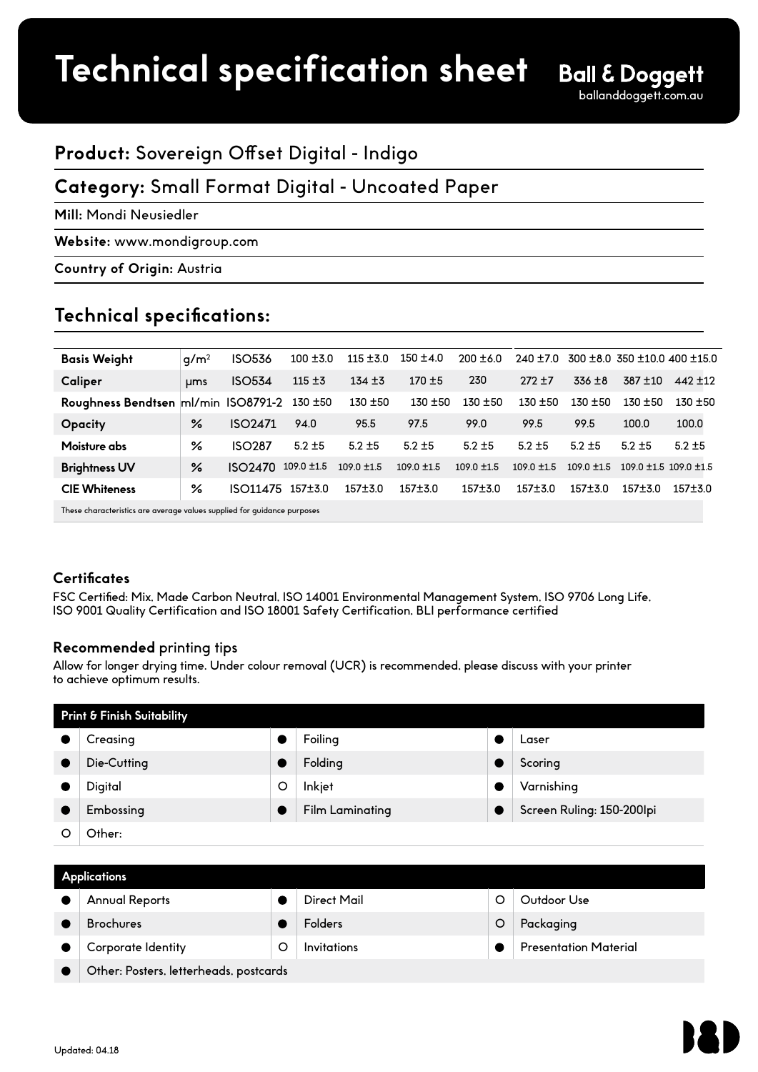# Technical specification sheet

**Ball & Doggett**
balланddoggett.com.au

## **Product:** Sovereign Offset Digital - Indigo

## **Category:** Small Format Digital - Uncoated Paper

**Mill:** Mondi Neusiedler

**Website:** www.mondigroup.com

**Country of Origin:** Austria

## Technical specifications:

| | | | | | | | | | | |
|---|---|---|---|---|---|---|---|---|---|---|
| **Basis Weight** | $g/m^2$ | ISO536 | 100 ±3.0 | 115 ±3.0 | 150 ±4.0 | 200 ±6.0 | 240 ±7.0 | 300 ±8.0 | 350 ±10.0 | 400 ±15.0 |
| **Caliper** | µms | ISO534 | 115 ±3 | 134 ±3 | 170 ±5 | 230 | 272 ±7 | 336 ±8 | 387 ±10 | 442 ±12 |
| **Roughness Bendtsen** | ml/min | ISO8791-2 | 130 ±50 | 130 ±50 | 130 ±50 | 130 ±50 | 130 ±50 | 130 ±50 | 130 ±50 | 130 ±50 |
| **Opacity** | % | ISO2471 | 94.0 | 95.5 | 97.5 | 99.0 | 99.5 | 99.5 | 100.0 | 100.0 |
| **Moisture abs** | % | ISO287 | 5.2 ±5 | 5.2 ±5 | 5.2 ±5 | 5.2 ±5 | 5.2 ±5 | 5.2 ±5 | 5.2 ±5 | 5.2 ±5 |
| **Brightness UV** | % | ISO2470 | 109.0 ±1.5 | 109.0 ±1.5 | 109.0 ±1.5 | 109.0 ±1.5 | 109.0 ±1.5 | 109.0 ±1.5 | 109.0 ±1.5 | 109.0 ±1.5 |
| **CIE Whiteness** | % | ISO11475 | 157±3.0 | 157±3.0 | 157±3.0 | 157±3.0 | 157±3.0 | 157±3.0 | 157±3.0 | 157±3.0 |

These characteristics are average values supplied for guidance purposes

### Certificates

FSC Certified: Mix. Made Carbon Neutral. ISO 14001 Environmental Management System. ISO 9706 Long Life. ISO 9001 Quality Certification and ISO 18001 Safety Certification. BLI performance certified

### **Recommended** printing tips

Allow for longer drying time. Under colour removal (UCR) is recommended. please discuss with your printer to achieve optimum results.

| Print & Finish Suitability | | | | | |
|---|---|---|---|---|---|
| ● | Creasing | ● | Foiling | ● | Laser |
| ● | Die-Cutting | ● | Folding | ● | Scoring |
| ● | Digital | ○ | Inkjet | ● | Varnishing |
| ● | Embossing | ● | Film Laminating | ● | Screen Ruling: 150-200lpi |
| ○ | Other: | | | | |

| Applications | | | | | |
|---|---|---|---|---|---|
| ● | Annual Reports | ● | Direct Mail | ○ | Outdoor Use |
| ● | Brochures | ● | Folders | ○ | Packaging |
| ● | Corporate Identity | ○ | Invitations | ● | Presentation Material |
| ● | Other: Posters, letterheads, postcards | | | | |

Updated: 04.18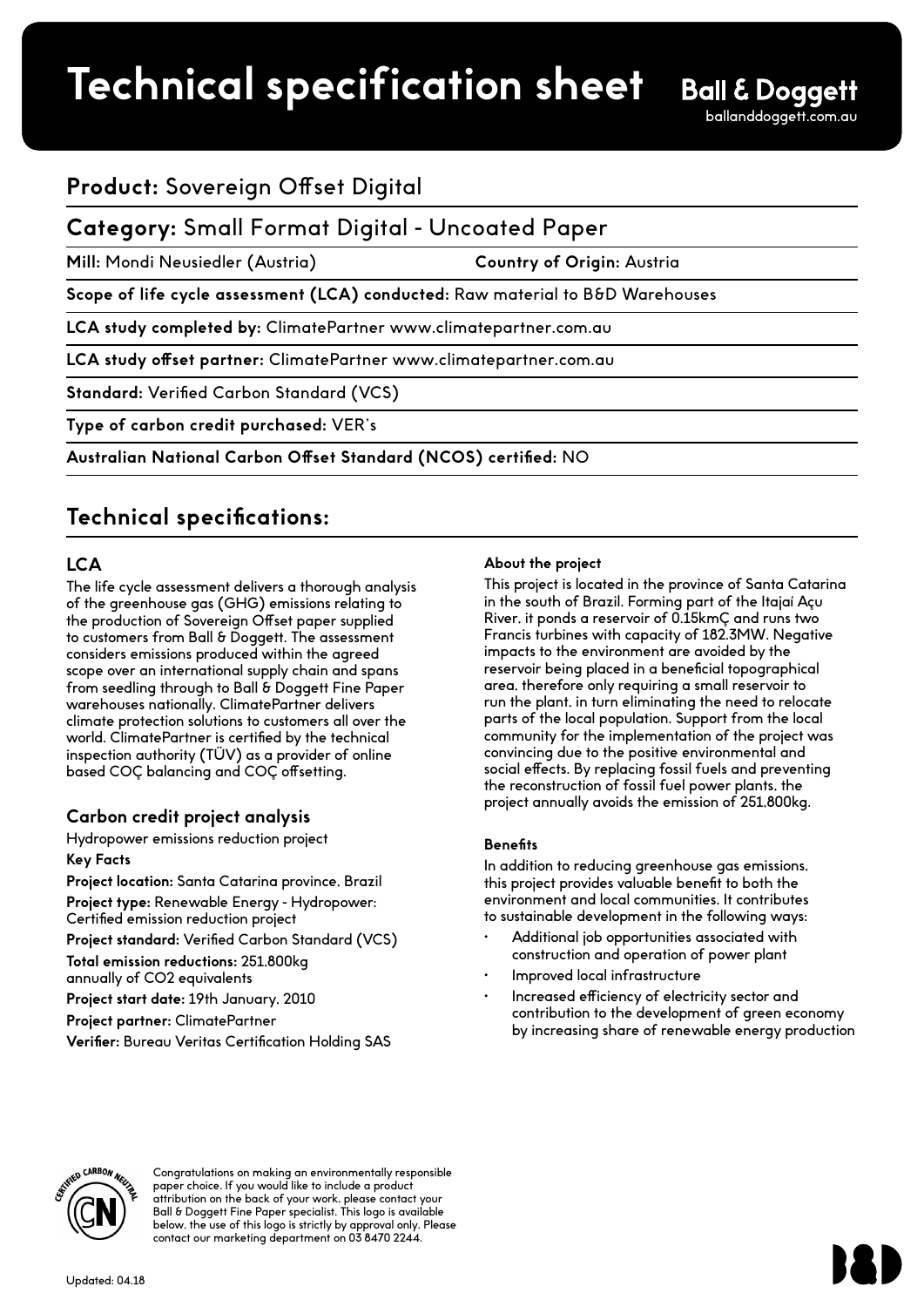# Technical specification sheet

**Ball & Doggett**
balIanddoggett.com.au

## **Product:** Sovereign Offset Digital

## **Category:** Small Format Digital - Uncoated Paper

**Mill:** Mondi Neusiedler (Austria) **Country of Origin:** Austria

**Scope of life cycle assessment (LCA) conducted:** Raw material to B&D Warehouses

**LCA study completed by:** ClimatePartner www.climatepartner.com.au

**LCA study offset partner:** ClimatePartner www.climatepartner.com.au

**Standard:** Verified Carbon Standard (VCS)

**Type of carbon credit purchased:** VER's

**Australian National Carbon Offset Standard (NCOS) certified:** NO

## Technical specifications:

### LCA

The life cycle assessment delivers a thorough analysis of the greenhouse gas (GHG) emissions relating to the production of Sovereign Offset paper supplied to customers from Ball & Doggett. The assessment considers emissions produced within the agreed scope over an international supply chain and spans from seedling through to Ball & Doggett Fine Paper warehouses nationally. ClimatePartner delivers climate protection solutions to customers all over the world. ClimatePartner is certified by the technical inspection authority (TÜV) as a provider of online based COÇ balancing and COÇ offsetting.

### Carbon credit project analysis

Hydropower emissions reduction project

**Key Facts**

**Project location:** Santa Catarina province, Brazil

**Project type:** Renewable Energy - Hydropower: Certified emission reduction project

**Project standard:** Verified Carbon Standard (VCS)

**Total emission reductions:** 251,800kg annually of CO2 equivalents

**Project start date:** 19th January, 2010

**Project partner:** ClimatePartner

**Verifier:** Bureau Veritas Certification Holding SAS

**About the project**

This project is located in the province of Santa Catarina in the south of Brazil. Forming part of the Itajaí Açu River, it ponds a reservoir of 0.15kmÇ and runs two Francis turbines with capacity of 182.3MW. Negative impacts to the environment are avoided by the reservoir being placed in a beneficial topographical area, therefore only requiring a small reservoir to run the plant, in turn eliminating the need to relocate parts of the local population. Support from the local community for the implementation of the project was convincing due to the positive environmental and social effects. By replacing fossil fuels and preventing the reconstruction of fossil fuel power plants, the project annually avoids the emission of 251,800kg.

**Benefits**

In addition to reducing greenhouse gas emissions, this project provides valuable benefit to both the environment and local communities. It contributes to sustainable development in the following ways:

- Additional job opportunities associated with construction and operation of power plant
- Improved local infrastructure
- Increased efficiency of electricity sector and contribution to the development of green economy by increasing share of renewable energy production

Congratulations on making an environmentally responsible paper choice. If you would like to include a product attribution on the back of your work, please contact your Ball & Doggett Fine Paper specialist. This logo is available below, the use of this logo is strictly by approval only. Please contact our marketing department on 03 8470 2244.

Updated: 04.18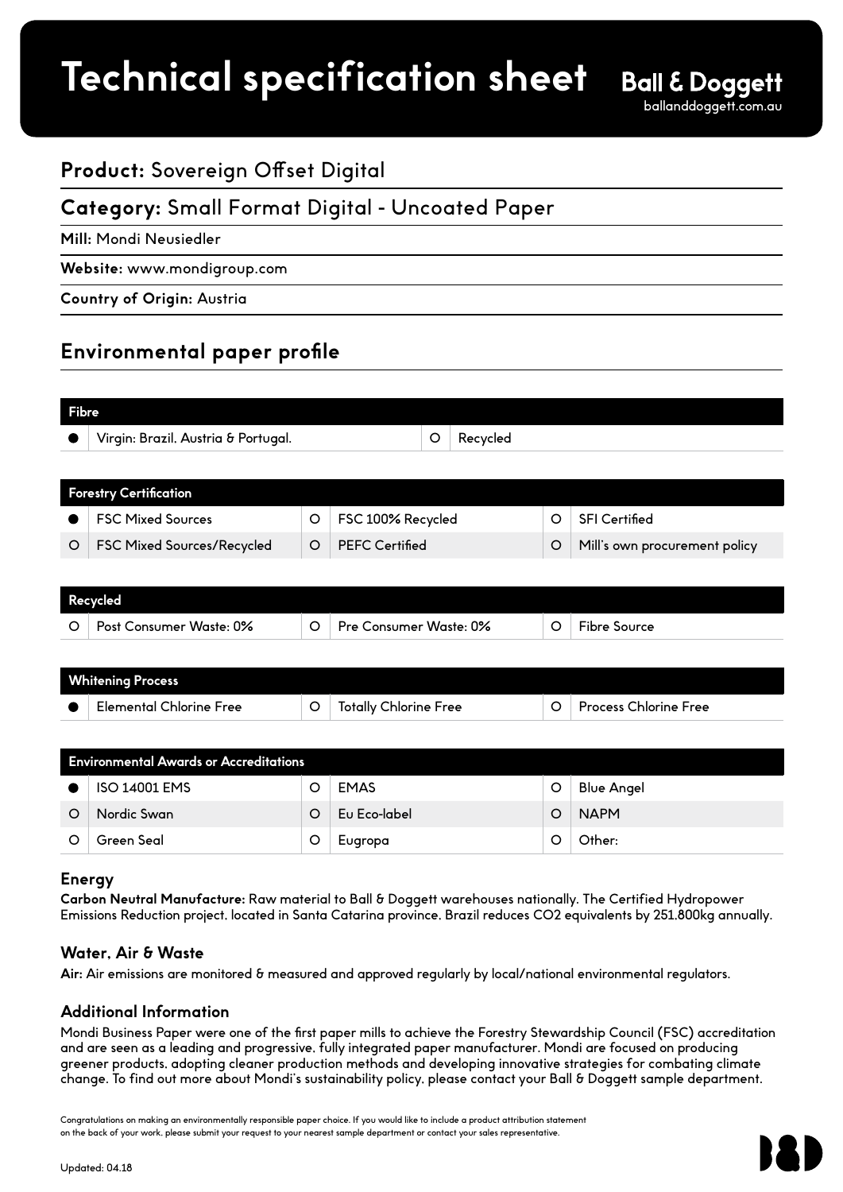# Technical specification sheet

**Ball & Doggett**
balland doggett.com.au

## **Product:** Sovereign Offset Digital

## **Category:** Small Format Digital - Uncoated Paper

**Mill:** Mondi Neusiedler

**Website:** www.mondigroup.com

**Country of Origin:** Austria

## Environmental paper profile

| Fibre | | | |
|---|---|---|---|
| ● | Virgin: Brazil, Austria & Portugal. | ○ | Recycled |

| Forestry Certification | | | | | |
|---|---|---|---|---|---|
| ● | FSC Mixed Sources | ○ | FSC 100% Recycled | ○ | SFI Certified |
| ○ | FSC Mixed Sources/Recycled | ○ | PEFC Certified | ○ | Mill's own procurement policy |

| Recycled | | | | | |
|---|---|---|---|---|---|
| ○ | Post Consumer Waste: 0% | ○ | Pre Consumer Waste: 0% | ○ | Fibre Source |

| Whitening Process | | | | | |
|---|---|---|---|---|---|
| ● | Elemental Chlorine Free | ○ | Totally Chlorine Free | ○ | Process Chlorine Free |

| Environmental Awards or Accreditations | | | | | |
|---|---|---|---|---|---|
| ● | ISO 14001 EMS | ○ | EMAS | ○ | Blue Angel |
| ○ | Nordic Swan | ○ | Eu Eco-label | ○ | NAPM |
| ○ | Green Seal | ○ | Eugropa | ○ | Other: |

### Energy

**Carbon Neutral Manufacture:** Raw material to Ball & Doggett warehouses nationally. The Certified Hydropower Emissions Reduction project, located in Santa Catarina province, Brazil reduces $CO_2$ equivalents by 251,800kg annually.

### Water, Air & Waste

**Air:** Air emissions are monitored & measured and approved regularly by local/national environmental regulators.

### Additional Information

Mondi Business Paper were one of the first paper mills to achieve the Forestry Stewardship Council (FSC) accreditation and are seen as a leading and progressive, fully integrated paper manufacturer. Mondi are focused on producing greener products, adopting cleaner production methods and developing innovative strategies for combating climate change. To find out more about Mondi's sustainability policy, please contact your Ball & Doggett sample department.

Congratulations on making an environmentally responsible paper choice. If you would like to include a product attribution statement on the back of your work, please submit your request to your nearest sample department or contact your sales representative.

Updated: 04.18